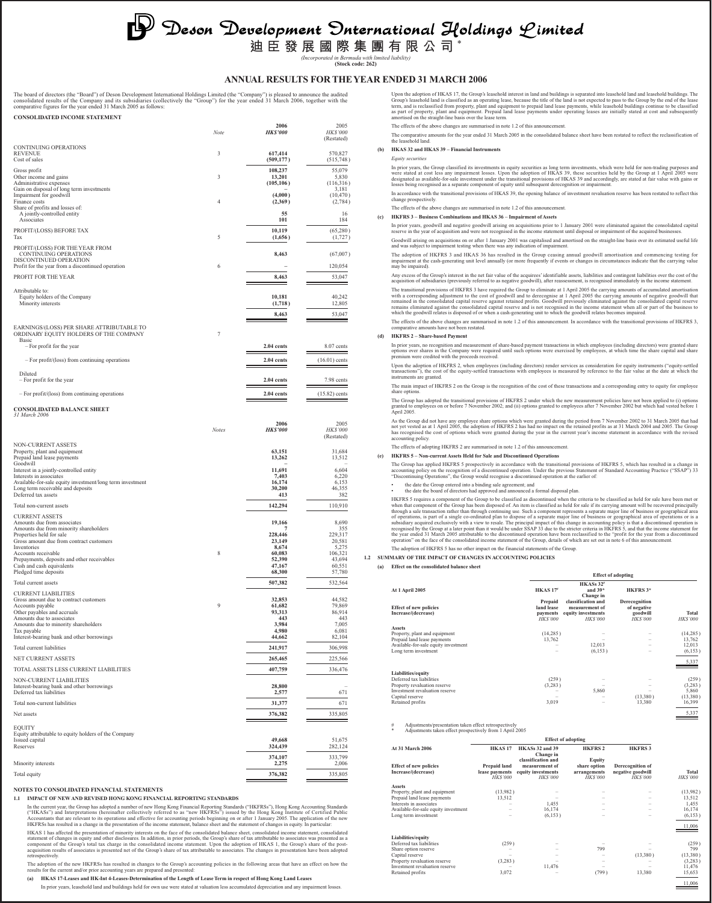# Deson Development International Holdings Limited

# 迪臣發展國際集團有限公司 *

*(Incorporated in Bermuda with limited liability)*

**(Stock code: 262)**

## ANNUAL RESULTS FOR THE YEAR ENDED 31 MARCH 2006

The board of directors (the "Board") of Deson Development International Holdings Limited (the "Company") is pleased to announce the audited consolidated results of the Company and its subsidiaries (collectively the "Group") for the year ended 31 March 2006, together with the comparative figures for the year ended 31 March 2005 as follows:

### CONSOLIDATED INCOME STATEMENT

| | Note | 2006 HK$'000 | 2005 HK$'000 (Restated) |
|---|---|---|---|
| CONTINUING OPERATIONS | | | |
| REVENUE | 3 | 617,414 | 570,827 |
| Cost of sales | | (509,177) | (515,748) |
| Gross profit | | 108,237 | 55,079 |
| Other income and gains | 3 | 13,201 | 5,830 |
| Administrative expenses | | (105,106) | (116,316) |
| Gain on disposal of long term investments | | – | 3,181 |
| Impairment for goodwill | | (4,000) | (10,470) |
| Finance costs | 4 | (2,369) | (2,784) |
| Share of profits and losses of: | | | |
| A jointly-controlled entity | | 55 | 16 |
| Associates | | 101 | 184 |
| PROFIT/(LOSS) BEFORE TAX | | 10,119 | (65,280) |
| Tax | 5 | (1,656) | (1,727) |
| PROFIT/(LOSS) FOR THE YEAR FROM CONTINUING OPERATIONS | | 8,463 | (67,007) |
| DISCONTINUED OPERATION | | | |
| Profit for the year from a discontinued operation | 6 | – | 120,054 |
| PROFIT FOR THE YEAR | | 8,463 | 53,047 |
| Attributable to: | | | |
| Equity holders of the Company | | 10,181 | 40,242 |
| Minority interests | | (1,718) | 12,805 |
| | | 8,463 | 53,047 |
| EARNINGS/(LOSS) PER SHARE ATTRIBUTABLE TO ORDINARY EQUITY HOLDERS OF THE COMPANY | 7 | | |
| Basic | | | |
| – For profit for the year | | 2.04 cents | 8.07 cents |
| – For profit/(loss) from continuing operations | | 2.04 cents | (16.01) cents |
| Diluted | | | |
| – For profit for the year | | 2.04 cents | 7.98 cents |
| – For profit/(loss) from continuing operations | | 2.04 cents | (15.82) cents |

### CONSOLIDATED BALANCE SHEET

*31 March 2006*

| | Notes | 2006 HK$'000 | 2005 HK$'000 (Restated) |
|---|---|---|---|
| NON-CURRENT ASSETS | | | |
| Property, plant and equipment | | 63,151 | 31,684 |
| Prepaid land lease payments | | 13,262 | 13,512 |
| Goodwill | | – | – |
| Interest in a jointly-controlled entity | | 11,691 | 6,604 |
| Interests in associates | | 7,403 | 6,220 |
| Available-for-sale equity investment/long term investment | | 16,174 | 6,153 |
| Long term receivable and deposits | | 30,200 | 46,355 |
| Deferred tax assets | | 413 | 382 |
| Total non-current assets | | 142,294 | 110,910 |
| CURRENT ASSETS | | | |
| Amounts due from associates | | 19,166 | 8,690 |
| Amounts due from minority shareholders | | 7 | 355 |
| Properties held for sale | | 228,446 | 229,317 |
| Gross amount due from contract customers | | 23,149 | 20,581 |
| Inventories | | 8,674 | 5,275 |
| Accounts receivable | 8 | 60,083 | 106,321 |
| Prepayments, deposits and other receivables | | 52,390 | 43,694 |
| Cash and cash equivalents | | 47,167 | 60,551 |
| Pledged time deposits | | 68,300 | 57,780 |
| Total current assets | | 507,382 | 532,564 |
| CURRENT LIABILITIES | | | |
| Gross amount due to contract customers | | 32,853 | 44,582 |
| Accounts payable | 9 | 61,682 | 79,869 |
| Other payables and accruals | | 93,313 | 86,914 |
| Amounts due to associates | | 443 | 443 |
| Amounts due to minority shareholders | | 3,984 | 7,005 |
| Tax payable | | 4,980 | 6,081 |
| Interest-bearing bank and other borrowings | | 44,662 | 82,104 |
| Total current liabilities | | 241,917 | 306,998 |
| NET CURRENT ASSETS | | 265,465 | 225,566 |
| TOTAL ASSETS LESS CURRENT LIABILITIES | | 407,759 | 336,476 |
| NON-CURRENT LIABILITIES | | | |
| Interest-bearing bank and other borrowings | | 28,800 | – |
| Deferred tax liabilities | | 2,577 | 671 |
| Total non-current liabilities | | 31,377 | 671 |
| Net assets | | 376,382 | 335,805 |
| EQUITY | | | |
| Equity attributable to equity holders of the Company | | | |
| Issued capital | | 49,668 | 51,675 |
| Reserves | | 324,439 | 282,124 |
| | | 374,107 | 333,799 |
| Minority interests | | 2,275 | 2,006 |
| Total equity | | 376,382 | 335,805 |

### NOTES TO CONSOLIDATED FINANCIAL STATEMENTS

#### 1.1 IMPACT OF NEW AND REVISED HONG KONG FINANCIAL REPORTING STANDARDS

In the current year, the Group has adopted a number of new Hong Kong Financial Reporting Standards ("HKFRSs"), Hong Kong Accounting Standards ("HKASs") and Interpretations (hereinafter collectively referred to as "new HKFRSs") issued by the Hong Kong Institute of Certified Public Accountants that are relevant to its operations and effective for accounting periods beginning on or after 1 January 2005. The application of the new HKFRSs has resulted in a change in the presentation of the income statement, balance sheet and the statement of changes in equity. In particular:

HKAS 1 has affected the presentation of minority interests on the face of the consolidated balance sheet, consolidated income statement, consolidated statement of changes in equity and other disclosures. In addition, in prior periods, the Group's share of tax attributable to associates was presented as a component of the Group's total tax charge in the consolidated income statement. Upon the adoption of HKAS 1, the Group's share of the post-acquisition results of associates is presented net of the Group's share of tax attributable to associates. The changes in presentation have been adopted retrospectively.

The adoption of the new HKFRSs has resulted in changes to the Group's accounting policies in the following areas that have an effect on how the results for the current and/or prior accounting years are prepared and presented:

**(a) HKAS 17-Leases and HK-Int 4-Leases-Determination of the Length of Lease Term in respect of Hong Kong Land Leases**

In prior years, leasehold land and buildings held for own use were stated at valuation less accumulated depreciation and any impairment losses.

Upon the adoption of HKAS 17, the Group's leasehold interest in land and buildings is separated into leasehold land and leasehold buildings. The Group's leasehold land is classified as an operating lease, because the title of the land is not expected to pass to the Group by the end of the lease term, and is reclassified from property, plant and equipment to prepaid land lease payments, while leasehold buildings continue to be classified as part of property, plant and equipment. Prepaid land lease payments under operating leases are initially stated at cost and subsequently amortised on the straight-line basis over the lease term.

The effects of the above changes are summarised in note 1.2 of this announcement.

The comparative amounts for the year ended 31 March 2005 in the consolidated balance sheet have been restated to reflect the reclassification of the leasehold land.

**(b) HKAS 32 and HKAS 39 – Financial Instruments**

*Equity securities*

In prior years, the Group classified its investments in equity securities as long term investments, which were held for non-trading purposes and were stated at cost less any impairment losses. Upon the adoption of HKAS 39, these securities held by the Group at 1 April 2005 were designated as available-for-sale investment under the transitional provisions of HKAS 39 and accordingly, are stated at fair value with gains or losses being recognised as a separate component of equity until subsequent derecognition or impairment.

In accordance with the transitional provisions of HKAS 39, the opening balance of investment revaluation reserve has been restated to reflect this change prospectively.

The effects of the above changes are summarised in note 1.2 of this announcement.

**(c) HKFRS 3 – Business Combinations and HKAS 36 – Impairment of Assets**

In prior years, goodwill and negative goodwill arising on acquisitions prior to 1 January 2001 were eliminated against the consolidated capital reserve in the year of acquisition and were not recognised in the income statement until disposal or impairment of the acquired businesses.

Goodwill arising on acquisitions on or after 1 January 2001 was capitalised and amortised on the straight-line basis over its estimated useful life and was subject to impairment testing when there was any indication of impairment.

The adoption of HKFRS 3 and HKAS 36 has resulted in the Group ceasing annual goodwill amortisation and commencing testing for impairment at the cash-generating unit level annually (or more frequently if events or changes in circumstances indicate that the carrying value may be impaired).

Any excess of the Group's interest in the net fair value of the acquirees' identifiable assets, liabilities and contingent liabilities over the cost of the acquisition of subsidiaries (previously referred to as negative goodwill), after reassessment, is recognised immediately in the income statement.

The transitional provisions of HKFRS 3 have required the Group to eliminate at 1 April 2005 the carrying amounts of accumulated amortisation with a corresponding adjustment to the cost of goodwill and to derecognise at 1 April 2005 the carrying amounts of negative goodwill that remained in the consolidated capital reserve against retained profits. Goodwill previously eliminated against the consolidated capital reserve remains eliminated against the consolidated capital reserve and is not recognised in the income statement when all or part of the business to which the goodwill relates is disposed of or when a cash-generating unit to which the goodwill relates becomes impaired.

The effects of the above changes are summarised in note 1.2 of this announcement. In accordance with the transitional provisions of HKFRS 3, comparative amounts have not been restated.

**(d) HKFRS 2 – Share-based Payment**

In prior years, no recognition and measurement of share-based payment transactions in which employees (including directors) were granted share options over shares in the Company were required until such options were exercised by employees, at which time the share capital and share premium were credited with the proceeds received.

Upon the adoption of HKFRS 2, when employees (including directors) render services as consideration for equity instruments ("equity-settled transactions"), the cost of the equity-settled transactions with employees is measured by reference to the fair value at the date at which the instruments are granted.

The main impact of HKFRS 2 on the Group is the recognition of the cost of these transactions and a corresponding entry to equity for employee share options.

The Group has adopted the transitional provisions of HKFRS 2 under which the new measurement policies have not been applied to (i) options granted to employees on or before 7 November 2002; and (ii) options granted to employees after 7 November 2002 but which had vested before 1 April 2005.

As the Group did not have any employee share options which were granted during the period from 7 November 2002 to 31 March 2005 that had not yet vested as at 1 April 2005, the adoption of HKFRS 2 has had no impact on the retained profits as at 31 March 2004 and 2005. The Group has recognised the cost of options which were granted during the year in the current year's income statement in accordance with the revised accounting policy.

The effects of adopting HKFRS 2 are summarised in note 1.2 of this announcement.

**(e) HKFRS 5 – Non-current Assets Held for Sale and Discontinued Operations**

The Group has applied HKFRS 5 prospectively in accordance with the transitional provisions of HKFRS 5, which has resulted in a change in accounting policy on the recognition of a discontinued operation. Under the previous Statement of Standard Accounting Practice ("SSAP") 33 "Discontinuing Operations", the Group would recognise a discontinued operation at the earlier of:

- the date the Group entered into a binding sale agreement; and
- the date the board of directors had approved and announced a formal disposal plan.

HKFRS 5 requires a component of the Group to be classified as discontinued when the criteria to be classified as held for sale have been met or when that component of the Group has been disposed of. An item is classified as held for sale if its carrying amount will be recovered principally through a sale transaction rather than through continuing use. Such a component represents a separate major line of business or geographical area of operations, is part of a single co-ordinated plan to dispose of a separate major line of business or geographical area of operations or is a subsidiary acquired exclusively with a view to resale. The principal impact of this change in accounting policy is that a discontinued operation is recognised by the Group at a later point than it would be under SSAP 33 due to the stricter criteria in HKFRS 5, and that the income statement for the year ended 31 March 2005 attributable to the discontinued operation have been reclassified to the "profit for the year from a discontinued operation" on the face of the consolidated income statement of the Group, details of which are set out in note 6 of this announcement.

The adoption of HKFRS 5 has no other impact on the financial statements of the Group.

#### 1.2 SUMMARY OF THE IMPACT OF CHANGES IN ACCOUNTING POLICIES

**(a) Effect on the consolidated balance sheet**

| At 1 April 2005 | HKAS 17# | HKASs 32# and 39* | HKFRS 3* | |
|---|---|---|---|---|
| | Effect of adopting | | | |
| Effect of new policies Increase/(decrease) | Prepaid land lease payments HK$'000 | Change in classification and measurement of equity investments HK$'000 | Derecognition of negative goodwill HK$'000 | Total HK$'000 |
| **Assets** | | | | |
| Property, plant and equipment | (14,285) | – | – | (14,285) |
| Prepaid land lease payments | 13,762 | – | – | 13,762 |
| Available-for-sale equity investment | – | 12,013 | – | 12,013 |
| Long term investment | – | (6,153) | – | (6,153) |
| | | | | 5,337 |
| **Liabilities/equity** | | | | |
| Deferred tax liabilities | (259) | – | – | (259) |
| Property revaluation reserve | (3,283) | – | – | (3,283) |
| Investment revaluation reserve | – | 5,860 | – | 5,860 |
| Capital reserve | – | – | (13,380) | (13,380) |
| Retained profits | 3,019 | – | 13,380 | 16,399 |
| | | | | 5,337 |

\# Adjustments/presentation taken effect retrospectively
\* Adjustments taken effect prospectively from 1 April 2005

| At 31 March 2006 | HKAS 17 | HKASs 32 and 39 | HKFRS 2 | HKFRS 3 | |
|---|---|---|---|---|---|
| | Effect of adopting | | | | |
| Effect of new policies Increase/(decrease) | Prepaid land lease payments HK$'000 | Change in classification and measurement of equity investments HK$'000 | Equity share option arrangements HK$'000 | Derecognition of negative goodwill HK$'000 | Total HK$'000 |
| **Assets** | | | | | |
| Property, plant and equipment | (13,982) | – | – | – | (13,982) |
| Prepaid land lease payments | 13,512 | – | – | – | 13,512 |
| Interests in associates | – | 1,455 | – | – | 1,455 |
| Available-for-sale equity investment | – | 16,174 | – | – | 16,174 |
| Long term investment | – | (6,153) | – | – | (6,153) |
| | | | | | 11,006 |
| **Liabilities/equity** | | | | | |
| Deferred tax liabilities | (259) | – | – | – | (259) |
| Share option reserve | – | – | 799 | – | 799 |
| Capital reserve | – | – | – | (13,380) | (13,380) |
| Property revaluation reserve | (3,283) | – | – | – | (3,283) |
| Investment revaluation reserve | – | 11,476 | – | – | 11,476 |
| Retained profits | 3,072 | – | (799) | 13,380 | 15,653 |
| | | | | | 11,006 |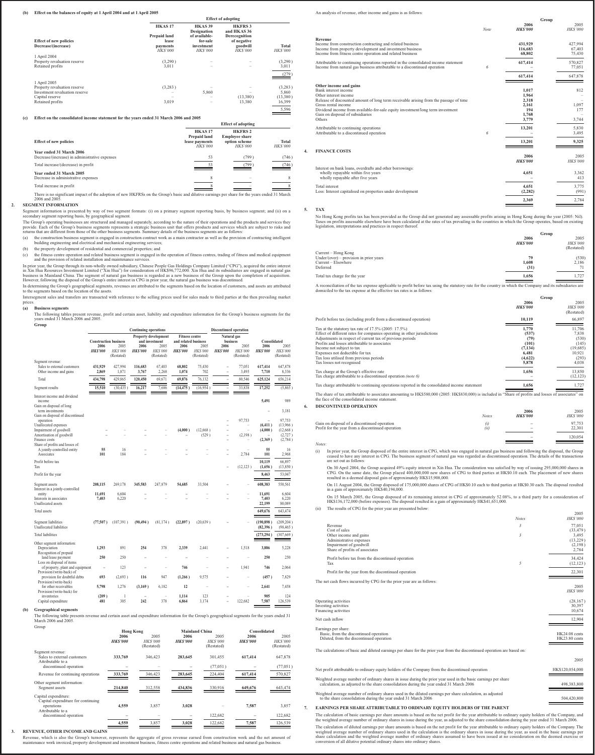(b) Effect on the balances of equity at 1 April 2004 and at 1 April 2005

| Effect of new policies Decrease/(increase) | HKAS 17 Prepaid land lease payments HK$'000 | HKAS 39 Designation of available-for-sale investment HK$'000 | HKFRS 3 and HKAS 36 Derecognition of negative goodwill HK$'000 | Total HK$'000 |
|---|---|---|---|---|
| **1 April 2004** | | | | |
| Property revaluation reserve | (3,290) | – | – | (3,290) |
| Retained profits | 3,011 | – | – | 3,011 |
| | | | | (279) |
| **1 April 2005** | | | | |
| Property revaluation reserve | (3,283) | – | – | (3,283) |
| Investment revaluation reserve | – | 5,860 | – | 5,860 |
| Capital reserve | – | – | (13,380) | (13,380) |
| Retained profits | 3,019 | – | 13,380 | 16,399 |
| | | | | 5,596 |

(c) Effect on the consolidated income statement for the years ended 31 March 2006 and 2005

| Effect of new policies | HKAS 17 Prepaid land lease payments HK$'000 | HKFRS 2 Employee share option scheme HK$'000 | Total HK$'000 |
|---|---|---|---|
| **Year ended 31 March 2006** | | | |
| Decrease/(increase) in administrative expenses | 53 | (799) | (746) |
| Total increase/(decrease) in profit | 53 | (799) | (746) |
| **Year ended 31 March 2005** | | | |
| Decrease in administrative expenses | 8 | – | 8 |
| Total increase in profit | 8 | – | 8 |

There is no significant impact of the adoption of new HKFRSs on the Group's basic and dilutive earnings per share for the years ended 31 March 2006 and 2005.

## 2. SEGMENT INFORMATION

Segment information is presented by way of two segment formats: (i) on a primary segment reporting basis, by business segment; and (ii) on a secondary segment reporting basis, by geographical segment.

The Group's operating businesses are structured and managed separately, according to the nature of their operations and the products and services they provide. Each of the Group's business segments represents a strategic business unit that offers products and services which are subject to risks and returns that are different from those of the other business segments. Summary details of the business segments are as follows:

(a) the construction business segment is engaged in construction contract work as a main contractor as well as the provision of contracting intelligent building engineering and electrical and mechanical engineering services;

(b) the property development of residential and commercial properties; and

(c) the fitness centre operation and related business segment is engaged in the operation of fitness centres, trading of fitness and medical equipment and the provision of related installation and maintenance services.

In prior year, the Group through its non-wholly owned subsidiary, Chinese People Gas Holdings Company Limited ("CPG"), acquired the entire interest in Xin Hua Resources Investment Limited ("Xin Hua") for consideration of HK$96,772,000. Xin Hua and its subsidiaries are engaged in natural gas business in Mainland China. The segment of natural gas business is regarded as a new business of the Group upon the completion of acquisition. However, following the disposal of the Group's entire interest in CPG in prior year, the natural gas business was discontinued.

In determining the Group's geographical segments, revenues are attributed to the segments based on the location of customers, and assets are attributed to the segments based on the location of the assets.

Intersegment sales and transfers are transacted with reference to the selling prices used for sales made to third parties at the then prevailing market prices.

### (a) Business segments

The following tables present revenue, profit and certain asset, liability and expenditure information for the Group's business segments for the years ended 31 March 2006 and 2005.

Group

| | Continuing operations | | | | | | Discontinued operation | | | |
|---|---|---|---|---|---|---|---|---|---|---|
| | Construction business | | Property development and investment | | Fitness centre and related business | | Natural gas business | | Consolidated | |
| | 2006 HK$'000 | 2005 HK$'000 (Restated) | 2006 HK$'000 | 2005 HK$'000 | 2006 HK$'000 | 2005 HK$'000 (Restated) | 2006 HK$'000 | 2005 HK$'000 | 2006 HK$'000 | 2005 HK$'000 (Restated) |
| Segment revenue: | | | | | | | | | | |
| Sales to external customers | 431,929 | 427,994 | 116,683 | 67,403 | 68,802 | 75,430 | – | 77,051 | 617,414 | 647,878 |
| Other income and gains | 2,869 | 1,871 | 3,767 | 2,268 | 1,074 | 702 | – | 3,495 | 7,710 | 8,336 |
| Total | 434,798 | 429,865 | 120,450 | 69,671 | 69,876 | 76,132 | – | 80,546 | 625,124 | 656,214 |
| Segment results | 15,510 | (30,435) | 16,217 | 7,686 | (14,475) | (16,954) | – | 33,838 | 17,252 | (5,865) |
| Interest income and dividend income | | | | | | | | | 5,491 | 989 |
| Gain on disposal of long term investments | | | | | | | | | – | 3,181 |
| Gain on disposal of discontinued operation | | | | | | | – | 97,753 | – | 97,753 |
| Unallocated expenses | | | | | | | – | – | (6,411) | (13,966) |
| Impairment of goodwill | – | – | – | – | (4,000) | (12,668) | – | – | (4,000) | (12,668) |
| Amortisation of goodwill | | | | | – | (529) | – | (2,198) | – | (2,727) |
| Finance costs | | | | | | | – | – | (2,369) | (2,784) |
| Share of profits and losses of: | | | | | | | | | | |
| A jointly-controlled entity | 55 | 16 | – | – | – | – | – | – | 55 | 16 |
| Associates | 101 | 184 | – | – | – | – | – | 2,784 | 101 | 2,968 |
| Profit before tax | | | | | | | | | 10,119 | 66,897 |
| Tax | | | | | | | – | (12,123) | (1,656) | (13,850) |
| Profit for the year | | | | | | | | | 8,463 | 53,047 |
| Segment assets | 208,115 | 269,178 | 345,583 | 247,879 | 54,685 | 33,504 | – | – | 608,383 | 550,561 |
| Interest in a jointly-controlled entity | 11,691 | 6,604 | – | – | – | – | – | – | 11,691 | 6,604 |
| Interests in associates | 7,403 | 6,220 | – | – | – | – | – | – | 7,403 | 6,220 |
| Unallocated assets | | | | | | | | | 22,199 | 80,089 |
| Total assets | | | | | | | | | 649,676 | 643,474 |
| Segment liabilities | (77,507) | (107,391) | (90,494) | (81,174) | (22,897) | (20,639) | – | – | (190,898) | (209,204) |
| Unallocated liabilities | | | | | | | | | (82,396) | (98,465) |
| Total liabilities | | | | | | | | | (273,294) | (307,669) |
| Other segment information: | | | | | | | | | | |
| Depreciation | 1,293 | 891 | 254 | 378 | 2,339 | 2,441 | – | 1,518 | 3,886 | 5,228 |
| Recognition of prepaid land lease payment | 250 | 250 | – | – | – | – | – | – | 250 | 250 |
| Loss on disposal of items of property, plant and equipment | – | 123 | – | – | 746 | – | – | 1,941 | 746 | 2,064 |
| Provision/(write-back) of provision for doubtful debts | 693 | (2,693) | 116 | 947 | (1,266) | 9,575 | – | – | (457) | 7,829 |
| Provision/(write-back) for other receivables | 5,798 | 1,276 | (3,169) | 6,182 | 12 | – | – | – | 2,641 | 7,458 |
| Provision/(write-back) for inventories | (209) | 1 | – | – | 1,114 | 123 | – | – | 905 | 124 |
| Capital expenditure | 481 | 305 | 242 | 378 | 6,864 | 3,174 | – | 122,682 | 7,587 | 126,539 |

### (b) Geographical segments

The following tables presents revenue and certain asset and expenditure information for the Group's geographical segments for the years ended 31 March 2006 and 2005.

Group

| | Hong Kong | | Mainland China | | Consolidated | |
|---|---|---|---|---|---|---|
| | 2006 HK$'000 | 2005 HK$'000 (Restated) | 2006 HK$'000 | 2005 HK$'000 (Restated) | 2006 HK$'000 | 2005 HK$'000 (Restated) |
| Segment revenue: | | | | | | |
| Sales to external customers | 333,769 | 346,423 | 283,645 | 301,455 | 617,414 | 647,878 |
| Attributable to a discontinued operation | – | – | – | (77,051) | – | (77,051) |
| Revenue for continuing operations | 333,769 | 346,423 | 283,645 | 224,404 | 617,414 | 570,827 |
| Other segment information: | | | | | | |
| Segment assets | 214,840 | 312,558 | 434,836 | 330,916 | 649,676 | 643,474 |
| Capital expenditure: | | | | | | |
| Capital expenditure for continuing operations | 4,559 | 3,857 | 3,028 | – | 7,587 | 3,857 |
| Attributable to a discontinued operation | – | – | – | 122,682 | – | 122,682 |
| | 4,559 | 3,857 | 3,028 | 122,682 | 7,587 | 126,539 |

## 3. REVENUE, OTHER INCOME AND GAINS

Revenue, which is also the Group's turnover, represents the aggregate of gross revenue earned from construction work and the net amount of maintenance work invoiced, property development and investment business, fitness centre operations and related business and natural gas business.

An analysis of revenue, other income and gains is as follows:

| | Note | Group 2006 HK$'000 | 2005 HK$'000 |
|---|---|---|---|
| **Revenue** | | | |
| Income from construction contracting and related business | | 431,929 | 427,994 |
| Income from property development and investment business | | 116,683 | 67,403 |
| Income from fitness centre operation and related business | | 68,802 | 75,430 |
| Attributable to continuing operations reported in the consolidated income statement | | 617,414 | 570,827 |
| Income from natural gas business attributable to a discontinued operation | 6 | – | 77,051 |
| | | 617,414 | 647,878 |
| **Other income and gains** | | | |
| Bank interest income | | 1,017 | 812 |
| Other interest income | | 1,964 | – |
| Release of discounted amount of long term receivable arising from the passage of time | | 2,318 | – |
| Gross rental income | | 2,161 | 1,097 |
| Dividend income from available-for-sale investment/long term investment | | 194 | 177 |
| Gain on disposal of subsidiaries | | 1,768 | – |
| Others | | 3,779 | 3,744 |
| Attributable to continuing operations | | 13,201 | 5,830 |
| Attributable to a discontinued operation | 6 | – | 3,495 |
| | | 13,201 | 9,325 |

## 4. FINANCE COSTS

| | 2006 HK$'000 | 2005 HK$'000 |
|---|---|---|
| Interest on bank loans, overdrafts and other borrowings: | | |
| wholly repayable within five years | 4,651 | 3,362 |
| wholly repayable after five years | – | 413 |
| Total interest | 4,651 | 3,775 |
| Less: Interest capitalised on properties under development | (2,282) | (991) |
| | 2,369 | 2,784 |

## 5. TAX

No Hong Kong profits tax has been provided as the Group did not generated any assessable profits arising in Hong Kong during the year (2005: Nil). Taxes on profits assessable elsewhere have been calculated at the rates of tax prevailing in the countries in which the Group operates, based on existing legislation, interpretations and practices in respect thereof.

| | Group 2006 HK$'000 | 2005 HK$'000 (Restated) |
|---|---|---|
| Current – Hong Kong | | |
| Under/(over) – provision in prior years | 79 | (530) |
| Current – Elsewhere | 1,608 | 2,186 |
| Deferred | (31) | 71 |
| Total tax charge for the year | 1,656 | 1,727 |

A reconciliation of the tax expense applicable to profit before tax using the statutory rate for the country in which the Company and its subsidiaries are domiciled to the tax expense at the effective tax rates is as follows:

| | Group 2006 HK$'000 | 2005 HK$'000 (Restated) |
|---|---|---|
| Profit before tax (including profit from a discontinued operation) | 10,119 | 66,897 |
| Tax at the statutory tax rate of 17.5% (2005: 17.5%) | 1,770 | 11,706 |
| Effect of different rates for companies operating in other jurisdictions | (537) | 7,838 |
| Adjustments in respect of current tax of previous periods | (79) | (530) |
| Profits and losses attributable to associates | (101) | (145) |
| Income not subject to tax | (7,134) | (19,685) |
| Expenses not deductible for tax | 6,481 | 10,921 |
| Tax losses utilised from previous periods | (4,622) | (293) |
| Tax losses not recognised | 5,878 | 4,038 |
| Tax charge at the Group's effective rate | 1,656 | 13,850 |
| Tax charge attributable to a discontinued operation (note 6) | – | (12,123) |
| Tax charge attributable to continuing operations reported in the consolidated income statement | 1,656 | 1,727 |

The share of tax attributable to associates amounting to HK$580,000 (2005: HK$830,000) is included in "Share of profits and losses of associates" on the face of the consolidated income statement.

## 6. DISCONTINUED OPERATION

| | Notes | 2006 HK$'000 | 2005 HK$'000 |
|---|---|---|---|
| Gain on disposal of a discontinued operation | (i) | – | 97,753 |
| Profit for the year from a discontinued operation | (ii) | – | 22,301 |
| | | – | 120,054 |

*Notes:*

(i) In prior year, the Group disposed of the entire interest in CPG, which was engaged in natural gas business and following the disposal, the Group ceased to have any interest in CPG. The business segment of natural gas was regarded as discontinued operation. The details of the transactions are set out as follows:

On 30 April 2004, the Group acquired 49% equity interest in Xin Hua. The consideration was satisfied by way of issuing 295,000,000 shares in CPG. On the same date, the Group placed 400,000,000 new shares of CPG to third parties at HK$0.10 each. The placement of new shares resulted in a deemed disposal gain of approximately HK$15,908,000.

On 11 August 2004, the Group disposed of 175,000,000 shares of CPG of HK$0.10 each to third parties at HK$0.30 each. The disposal resulted in a gain of approximately HK$40,194,000.

On 15 March 2005, the Group disposed of its remaining interest in CPG of approximately 52.08%, to a third party for a consideration of HK$136,172,000 (before expenses). The disposal resulted in a gain of approximately HK$41,651,000.

(ii) The results of CPG for the prior year are presented below:

| | Notes | 2005 HK$'000 |
|---|---|---|
| Revenue | 3 | 77,051 |
| Cost of sales | | (33,479) |
| Other income and gains | 3 | 3,495 |
| Administrative expenses | | (13,229) |
| Impairment of goodwill | | (2,198) |
| Share of profits of associates | | 2,784 |
| Profit before tax from the discontinued operation | | 34,424 |
| Tax | 5 | (12,123) |
| Profit for the year from the discontinued operation | | 22,301 |

The net cash flows incurred by CPG for the prior year are as follows:

| | 2005 HK$'000 |
|---|---|
| Operating activities | (28,167) |
| Investing activities | 30,397 |
| Financing activities | 10,674 |
| Net cash inflow | 12,904 |
| Earnings per share: | |
| Basic, from the discontinued operation | HK24.08 cents |
| Diluted, from the discontinued operation | HK23.80 cents |

The calculations of basic and diluted earnings per share for the prior year from the discontinued operation are based on:

| | 2005 |
|---|---|
| Net profit attributable to ordinary equity holders of the Company from the discontinued operation | HK$120,054,000 |
| Weighted average number of ordinary shares in issue during the prior year used in the basic earnings per share calculation, as adjusted to the share consolidation during the year ended 31 March 2006 | 498,383,800 |
| Weighted average number of ordinary shares used in the diluted earnings per share calculation, as adjusted to the share consolidation during the year ended 31 March 2006 | 504,420,800 |

## 7. EARNINGS PER SHARE ATTRIBUTABLE TO ORDINARY EQUITY HOLDERS OF THE PARENT

The calculation of basic earnings per share amounts is based on the net profit for the year attributable to ordinary equity holders of the Company, and the weighted average number of ordinary shares in issue during the year, as adjusted to the share consolidation during the year ended 31 March 2006.

The calculation of diluted earnings per share amounts is based on the net profit for the year attributable to ordinary equity holders of the Company. The weighted average number of ordinary shares used in the calculation is the ordinary shares in issue during the year, as used in the basic earnings per share calculation and the weighted average number of ordinary shares assumed to have been issued at no consideration on the deemed exercise or conversion of all dilutive potential ordinary shares into ordinary shares.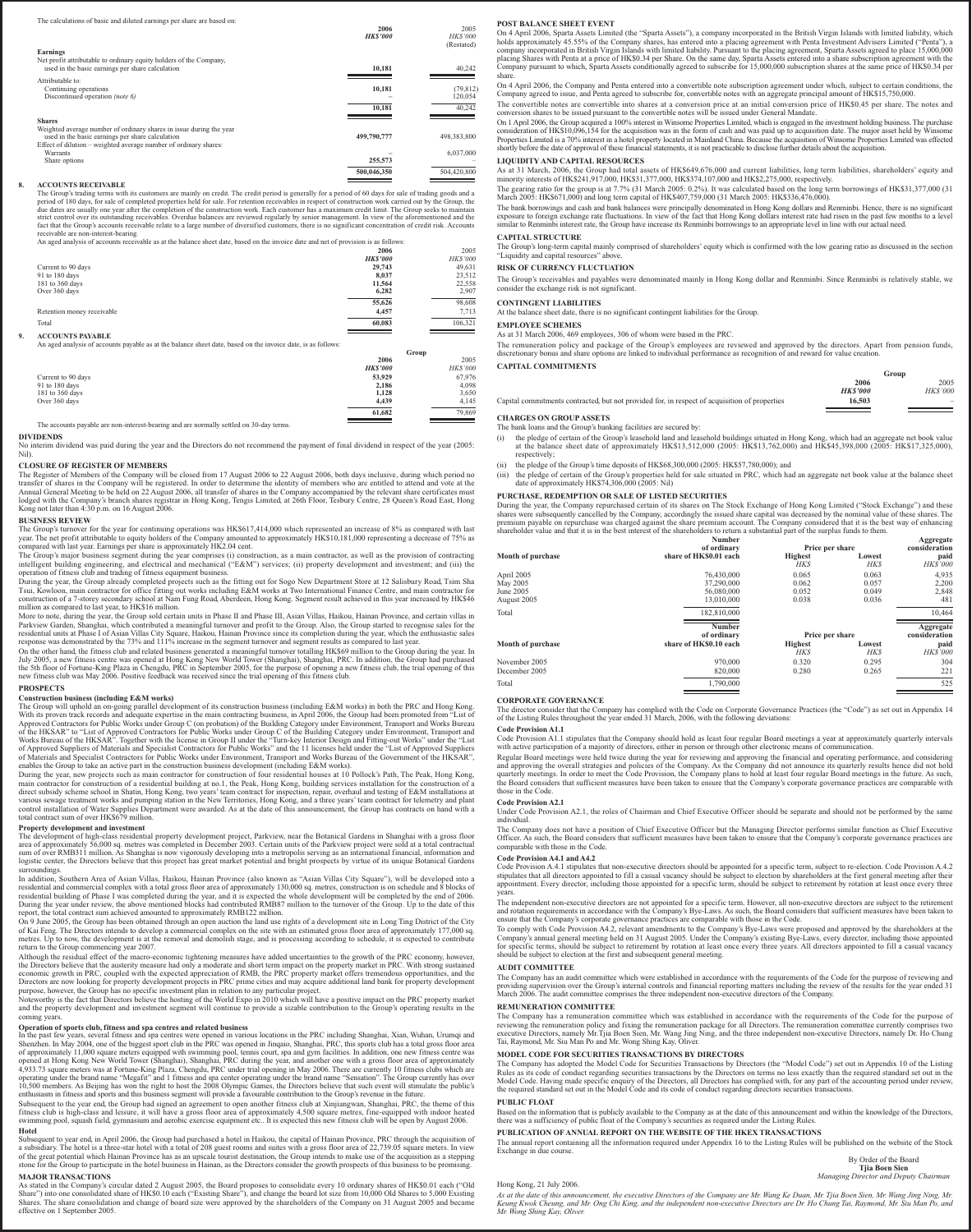The calculations of basic and diluted earnings per share are based on:

| | 2006 HK$'000 | 2005 HK$'000 (Restated) |
|---|---|---|
| **Earnings** | | |
| Net profit attributable to ordinary equity holders of the Company, used in the basic earnings per share calculation | 10,181 | 40,242 |
| Attributable to: | | |
| Continuing operations | 10,181 | (79,812) |
| Discontinued operation *(note 6)* | – | 120,054 |
| | 10,181 | 40,242 |
| **Shares** | | |
| Weighted average number of ordinary shares in issue during the year used in the basic earnings per share calculation | 499,790,777 | 498,383,800 |
| Effect of dilution – weighted average number of ordinary shares: | | |
| Warrants | – | 6,037,000 |
| Share options | 255,573 | – |
| | 500,046,350 | 504,420,800 |

## 8. ACCOUNTS RECEIVABLE

The Group's trading terms with its customers are mainly on credit. The credit period is generally for a period of 60 days for sale of trading goods and a period of 180 days, for sale of completed properties held for sale. For retention receivables in respect of construction work carried out by the Group, the due dates are usually one year after the completion of the construction work. Each customer has a maximum credit limit. The Group seeks to maintain strict control over its outstanding receivables. Overdue balances are reviewed regularly by senior management. In view of the aforementioned and the fact that the Group's accounts receivable relate to a large number of diversified customers, there is no significant concentration of credit risk. Accounts receivable are non-interest-bearing.

An aged analysis of accounts receivable as at the balance sheet date, based on the invoice date and net of provision is as follows:

| | 2006 HK$'000 | 2005 HK$'000 |
|---|---|---|
| Current to 90 days | 29,743 | 49,631 |
| 91 to 180 days | 8,037 | 23,512 |
| 181 to 360 days | 11,564 | 22,558 |
| Over 360 days | 6,282 | 2,907 |
| | 55,626 | 98,608 |
| Retention money receivable | 4,457 | 7,713 |
| Total | 60,083 | 106,321 |

## 9. ACCOUNTS PAYABLE

An aged analysis of accounts payable as at the balance sheet date, based on the invoice date, is as follows:

| | Group | |
|---|---|---|
| | 2006 HK$'000 | 2005 HK$'000 |
| Current to 90 days | 53,929 | 67,976 |
| 91 to 180 days | 2,186 | 4,098 |
| 181 to 360 days | 1,128 | 3,650 |
| Over 360 days | 4,439 | 4,145 |
| | 61,682 | 79,869 |

The accounts payable are non-interest-bearing and are normally settled on 30-day terms.

## DIVIDENDS

No interim dividend was paid during the year and the Directors do not recommend the payment of final dividend in respect of the year (2005: Nil).

## CLOSURE OF REGISTER OF MEMBERS

The Register of Members of the Company will be closed from 17 August 2006 to 22 August 2006, both days inclusive, during which period no transfer of shares in the Company will be registered. In order to determine the identity of members who are entitled to attend and vote at the Annual General Meeting to be held on 22 August 2006, all transfer of shares in the Company accompanied by the relevant share certificates must lodged with the Company's branch shares registrar in Hong Kong, Tengis Limited, at 26th Floor, Tesbury Centre, 28 Queen's Road East, Hong Kong not later than 4:30 p.m. on 16 August 2006.

## BUSINESS REVIEW

The Group's turnover for the year for continuing operations was HK$617,414,000 which represented an increase of 8% as compared with last year. The net profit attributable to equity holders of the Company amounted to approximately HK$10,181,000 representing a decrease of 75% as compared with last year. Earnings per share is approximately HK2.04 cent.

The Group's major business segment during the year comprises (i) construction, as a main contractor, as well as the provision of contracting intelligent building engineering, and electrical and mechanical ("E&M") services; (ii) property development and investment; and (iii) the operation of fitness club and trading of fitness equipment business.

During the year, the Group already completed projects such as the fitting out for Sogo New Department Store at 12 Salisbury Road, Tsim Sha Tsui, Kowloon, main contractor for office fitting out works including E&M works at Two International Finance Centre, and main contractor for construction of a 7-storey secondary school at Nam Fung Road, Aberdeen, Hong Kong. Segment result achieved in this year increased by HK$46 million as compared to last year, to HK$16 million.

More to note, during the year, the Group sold certain units in Phase II and Phase III, Asian Villas, Haikou, Hainan Province, and certain villas in Parkview Garden, Shanghai, which contributed a meaningful turnover and profit to the Group. Also, the Group started to recognise sales for the residential units at Phase I of Asian Villas City Square, Haikou, Hainan Province since its completion during the year, which the enthusiastic sales response was demonstrated by the 73% and 111% increase in the segment turnover and segment results as compared to last year.

On the other hand, the fitness club and related business generated a meaningful turnover totalling HK$69 million to the Group during the year. In July 2005, a new fitness centre was opened at Hong Kong New World Tower (Shanghai), Shanghai, PRC. In addition, the Group had purchased the 5th floor of Fortune-King Plaza in Chengdu, PRC in September 2005, for the purpose of opening a new fitness club, the trial opening of this new fitness club was May 2006. Positive feedback was received since the trial opening of this fitness club.

## PROSPECTS

### Construction business (including E&M works)

The Group will uphold an on-going parallel development of its construction business (including E&M works) in both the PRC and Hong Kong. With its proven track records and adequate expertise in the main contracting business, in April 2006, the Group had been promoted from "List of Approved Contractors for Public Works under Group C (on probation) of the Building Category under Environment, Transport and Works Bureau of the HKSAR" to "List of Approved Contractors for Public Works under Group C of the Building Category under Environment, Transport and Works Bureau of the HKSAR". Together with the license in Group II under the "Turn-key Interior Design and Fitting-out Works" under the "List of Approved Suppliers of Materials and Specialist Contractors for Public Works" and the 11 licenses held under the "List of Approved Suppliers of Materials and Specialist Contractors for Public Works under Environment, Transport and Works Bureau of the Government of the HKSAR", enables the Group to take an active part in the construction business development (including E&M works).

During the year, new projects such as main contractor for construction of four residential houses at 10 Pollock's Path, The Peak, Hong Kong, main contractor for construction of a residential building at no.1, the Peak, Hong Kong, building services installation for the construction of a direct subsidy scheme school in Shatin, Hong Kong, two years' team contract for inspection, repair, overhaul and testing of E&M installations at various sewage treatment works and pumping station in the New Territories, Hong Kong, and a three years' team contract for telemetry and plant control installation of Water Supplies Department were awarded. As at the date of this announcement, the Group has contracts on hand with a total contract sum of over HK$679 million.

### Property development and investment

The development of high-class residential property development project, Parkview, near the Botanical Gardens in Shanghai with a gross floor area of approximately 56,000 sq. metres was completed in December 2003. Certain units of the Parkview project were sold at a total contractual sum of over RMB311 million. As Shanghai is now vigorously developing into a metropolis serving as an international financial, information and logistic center, the Directors believe that this project has great market potential and bright prospects by virtue of its unique Botanical Gardens surroundings.

In addition, Southern Area of Asian Villas, Haikou, Hainan Province (also known as "Asian Villas City Square"), will be developed into a residential and commercial complex with a total gross floor area of approximately 130,000 sq. metres, construction is on schedule and 8 blocks of residential building of Phase I was completed during the year, and it is expected the whole development will be completed by the end of 2006. During the year under review, the above mentioned blocks had contributed RMB87 million to the turnover of the Group. Up to the date of this report, the total contract sum achieved amounted to approximately RMB122 million.

On 9 June 2005, the Group has been obtained through an open auction the land use rights of a development site in Long Ting District of the City of Kai Feng. The Directors intend to develop a commercial complex on the site with an estimated gross floor area of approximately 177,000 sq. metres. Up to now, the development is at the removal and demolish stage, and is processing according to schedule, it is expected to contribute return to the Group commencing year 2007.

Although the residual effect of the macro-economic tightening measures have added uncertainties to the growth of the PRC economy, however, the Directors believe that the austerity measure had only a moderate and short term impact on the property market in PRC. With strong sustained economic growth in PRC, coupled with the expected appreciation of RMB, the PRC property market offers tremendous opportunities, and the Directors are now looking for property development projects in PRC prime cities and may acquire additional land bank for property development purpose, however, the Group has no specific investment plan in relation to any particular project.

Noteworthy is the fact that Directors believe the hosting of the World Expo in 2010 which will have a positive impact on the PRC property market and the property development and investment segment will continue to provide a sizable contribution to the Group's operating results in the coming years.

### Operation of sports club, fitness and spa centres and related business

In the past few years, several fitness and spa centres were opened in various locations in the PRC including Shanghai, Xian, Wuhan, Urumqi and Shenzhen. In May 2004, one of the biggest sport club in the PRC was opened in Jinqiao, Shanghai, PRC, this sports club has a total gross floor area of approximately 11,000 square meters equipped with swimming pool, tennis court, spa and gym facilities. In addition, one new fitness centre was opened at Hong Kong New World Tower (Shanghai), Shanghai, PRC, during the year, and another one with a gross floor area of approximately 4,933.73 square meters was at Fortune-King Plaza, Chengdu, PRC under trial opening in May 2006. There are currently 10 fitness clubs which are operating under the brand name "Megafit" and 1 fitness and spa center operating under the brand name "Sensation". The Group currently has over 10,500 members. As Beijing has won the right to host the 2008 Olympic Games, the Directors believe that such event will stimulate the public's enthusiasm in fitness and sports and this business segment will provide a favourable contribution to the Group's revenue in the future.

Subsequent to the year end, the Group had signed an agreement to open another fitness club at Xinjiangwan, Shanghai, PRC, the theme of this fitness club is high-class and leisure, it will have a gross floor area of approximately 4,500 square metres, fine-equipped with indoor heated swimming pool, squash field, gymnasium and aerobic exercise equipment etc.. It is expected this new fitness club will be open by August 2006.

### Hotel

Subsequent to year end, in April 2006, the Group had purchased a hotel in Haikou, the capital of Hainan Province, PRC through the acquisition of a subsidiary. The hotel is a three-star hotel with a total of 208 guest rooms and suites with a gross floor area of 22,739.05 square meters. In view of the great potential which Hainan Province has as an upscale tourist destination, the Group intends to make use of the acquisition as a stepping stone for the Group to participate in the hotel business in Hainan, as the Directors consider the growth prospects of this business to be promising.

## MAJOR TRANSACTIONS

As stated in the Company's circular dated 2 August 2005, the Board proposes to consolidate every 10 ordinary shares of HK$0.01 each ("Old Share") into one consolidated share of HK$0.10 each ("Existing Share"), and change the board lot size from 10,000 Old Shares to 5,000 Existing Shares. The share consolidation and change of board size were approved by the shareholders of the Company on 31 August 2005 and became effective on 1 September 2005.

## POST BALANCE SHEET EVENT

On 4 April 2006, Sparta Assets Limited (the "Sparta Assets"), a company incorporated in the British Virgin Islands with limited liability, which holds approximately 45.55% of the Company shares, has entered into a placing agreement with Penta Investment Advisers Limited ("Penta"), a company incorporated in British Virgin Islands with limited liability. Pursuant to the placing agreement, Sparta Assets agreed to place 15,000,000 placing Shares with Penta at a price of HK$0.34 per Share. On the same day, Sparta Assets entered into a share subscription agreement with the Company pursuant to which, Sparta Assets conditionally agreed to subscribe for 15,000,000 subscription shares at the same price of HK$0.34 per share.

On 4 April 2006, the Company and Penta entered into a convertible note subscription agreement under which, subject to certain conditions, the Company agreed to issue, and Penta agreed to subscribe for, convertible notes with an aggregate principal amount of HK$15,750,000.

The convertible notes are convertible into shares at a conversion price at an initial conversion price of HK$0.45 per share. The notes and conversion shares to be issued pursuant to the convertible notes will be issued under General Mandate.

On 1 April 2006, the Group acquired a 100% interest in Winsome Properties Limited, which is engaged in the investment holding business. The purchase consideration of HK$10,096,154 for the acquisition was in the form of cash and was paid up to acquisition date. The major asset held by Winsome Properties Limited is a 70% interest in a hotel property located in Mainland China. Because the acquisition of Winsome Properties Limited was effected shortly before the date of approval of these financial statements, it is not practicable to disclose further details about the acquisition.

## LIQUIDITY AND CAPITAL RESOURCES

As at 31 March, 2006, the Group had total assets of HK$649,676,000 and current liabilities, long term liabilities, shareholders' equity and minority interests of HK$241,917,000, HK$31,377,000, HK$374,107,000 and HK$2,275,000, respectively.

The gearing ratio for the group is at 7.7% (31 March 2005: 0.2%). It was calculated based on the long term borrowings of HK$31,377,000 (31 March 2005: HK$671,000) and long term capital of HK$407,759,000 (31 March 2005: HK$336,476,000).

The bank borrowings and cash and bank balances were principally denominated in Hong Kong dollars and Renminbi. Hence, there is no significant exposure to foreign exchange rate fluctuations. In view of the fact that Hong Kong dollars interest rate had risen in the past few months to a level similar to Renminbi interest rate, the Group have increase its Renminbi borrowings to an appropriate level in line with our actual need.

## CAPITAL STRUCTURE

The Group's long-term capital mainly comprised of shareholders' equity which is confirmed with the low gearing ratio as discussed in the section "Liquidity and capital resources" above.

## RISK OF CURRENCY FLUCTUATION

The Group's receivables and payables were denominated mainly in Hong Kong dollar and Renminbi. Since Renminbi is relatively stable, we consider the exchange risk is not significant.

## CONTINGENT LIABILITIES

At the balance sheet date, there is no significant contingent liabilities for the Group.

## EMPLOYEE SCHEMES

As at 31 March 2006, 469 employees, 306 of whom were based in the PRC.

The remuneration policy and package of the Group's employees are reviewed and approved by the directors. Apart from pension funds, discretionary bonus and share options are linked to individual performance as recognition of and reward for value creation.

## CAPITAL COMMITMENTS

| | Group | |
|---|---|---|
| | 2006 HK$'000 | 2005 HK$'000 |
| Capital commitments contracted, but not provided for, in respect of acquisition of properties | 16,503 | – |

## CHARGES ON GROUP ASSETS

The bank loans and the Group's banking facilities are secured by:

(i) the pledge of certain of the Group's leasehold land and leasehold buildings situated in Hong Kong, which had an aggregate net book value at the balance sheet date of approximately HK$13,512,000 (2005: HK$13,762,000) and HK$45,398,000 (2005: HK$17,325,000), respectively;

(ii) the pledge of the Group's time deposits of HK$68,300,000 (2005: HK$57,780,000); and

(iii) the pledge of certain of the Group's properties held for sale situated in PRC, which had an aggregate net book value at the balance sheet date of approximately HK$74,306,000 (2005: Nil)

## PURCHASE, REDEMPTION OR SALE OF LISTED SECURITIES

During the year, the Company repurchased certain of its shares on The Stock Exchange of Hong Kong Limited ("Stock Exchange") and these shares were subsequently cancelled by the Company, accordingly the issued share capital was decreased by the nominal value of these shares. The premium payable on repurchase was charged against the share premium account. The Company considered that it is the best way of enhancing shareholder value and that it is in the best interest of the shareholders to return a substantial part of the surplus funds to them.

| Month of purchase | Number of ordinary share of HK$0.01 each | Price per share Highest HK$ | Lowest HK$ | Aggregate consideration paid HK$'000 |
|---|---|---|---|---|
| April 2005 | 76,430,000 | 0.065 | 0.063 | 4,935 |
| May 2005 | 37,290,000 | 0.062 | 0.057 | 2,200 |
| June 2005 | 56,080,000 | 0.052 | 0.049 | 2,848 |
| August 2005 | 13,010,000 | 0.038 | 0.036 | 481 |
| Total | 182,810,000 | | | 10,464 |

| Month of purchase | Number of ordinary share of HK$0.10 each | Price per share Highest HK$ | Lowest HK$ | Aggregate consideration paid HK$'000 |
|---|---|---|---|---|
| November 2005 | 970,000 | 0.320 | 0.295 | 304 |
| December 2005 | 820,000 | 0.280 | 0.265 | 221 |
| Total | 1,790,000 | | | 525 |

## CORPORATE GOVERNANCE

The director consider that the Company has complied with the Code on Corporate Governance Practices (the "Code") as set out in Appendix 14 of the Listing Rules throughout the year ended 31 March, 2006, with the following deviations:

### Code Provision A1.1

Code Provision A1.1 stipulates that the Company should hold as least four regular Board meetings a year at approximately quarterly intervals with active participation of a majority of directors, either in person or through other electronic means of communication.

Regular Board meetings were held twice during the year for reviewing and approving the financial and operating performance, and considering and approving the overall strategies and policies of the Company. As the Company did not announce its quarterly results hence did not hold quarterly meetings. In order to meet the Code Provision, the Company plans to hold at least four regular Board meetings in the future. As such, the Board considers that sufficient measures have been taken to ensure that the Company's corporate governance practices are comparable with those in the Code.

### Code Provision A2.1

Under Code Provision A2.1, the roles of Chairman and Chief Executive Officer should be separate and should not be performed by the same individual.

The Company does not have a position of Chief Executive Officer but the Managing Director performs similar function as Chief Executive Officer. As such, the Board considers that sufficient measures have been taken to ensure that the Company's corporate governance practices are comparable with those in the Code.

### Code Provision A4.1 and A4.2

Code Provision A.4.1 stipulates that non-executive directors should be appointed for a specific term, subject to re-election. Code Provision A.4.2 stipulates that all directors appointed to fill a casual vacancy should be subject to election by shareholders at the first general meeting after their appointment. Every director, including those appointed for a specific term, should be subject to retirement by rotation at least once every three years.

The independent non-executive directors are not appointed for a specific term. However, all non-executive directors are subject to the retirement and rotation requirements in accordance with the Company's Bye-Laws. As such, the Board considers that sufficient measures have been taken to ensure that the Company's corporate governance practices are comparable with those in the Code.

To comply with Code Provision A4.2, relevant amendments to the Company's Bye-Laws were proposed and approved by the shareholders at the Company's annual general meeting held on 31 August 2005. Under the Company's existing Bye-Laws, every director, including those appointed for specific terms, should be subject to retirement by rotation at least once every three years. All directors appointed to fill a casual vacancy should be subject to election at the first and subsequent general meeting.

## AUDIT COMMITTEE

The Company has an audit committee which were established in accordance with the requirements of the Code for the purpose of reviewing and providing supervision over the Group's internal controls and financial reporting matters including the review of the results for the year ended 31 March 2006. The audit committee comprises the three independent non-executive directors of the Company.

## REMUNERATION COMMITTEE

The Company has a remuneration committee which was established in accordance with the requirements of the Code for the purpose of reviewing the remuneration policy and fixing the remuneration package for all Directors. The remuneration committee currently comprises two executive Directors, namely Mr.Tjia Boen Sien, Mr. Wang Jing Ning, and the three independent non-executive Directors, namely Dr. Ho Chung Tai, Raymond, Mr. Siu Man Po and Mr. Wong Shing Kay, Oliver.

## MODEL CODE FOR SECURITIES TRANSACTIONS BY DIRECTORS

The Company has adopted the Model Code for Securities Transactions by Directors (the "Model Code") set out in Appendix 10 of the Listing Rules as its code of conduct regarding securities transactions by the Directors on terms no less exactly than the required standard set out in the Model Code. Having made specific enquiry of the Directors, all Directors has complied with, for any part of the accounting period under review, the required standard set out in the Model Code and its code of conduct regarding directors securities transactions.

## PUBLIC FLOAT

Based on the information that is publicly available to the Company as at the date of this announcement and within the knowledge of the Directors, there was a sufficiency of public float of the Company's securities as required under the Listing Rules.

## PUBLICATION OF ANNUAL REPORT ON THE WEBSITE OF THE HKEX TRANSACTIONS

The annual report containing all the information required under Appendix 16 to the Listing Rules will be published on the website of the Stock Exchange in due course.

By Order of the Board
**Tjia Boen Sien**
*Managing Director and Deputy Chairman*

Hong Kong, 21 July 2006.

*As at the date of this announcement, the executive Directors of the Company are Mr. Wang Ke Duan, Mr. Tjia Boen Sien, Mr. Wang Jing Ning, Mr. Keung Kwok Cheung, and Mr. Ong Chi King, and the independent non-executive Directors are Dr. Ho Chung Tai, Raymond, Mr. Siu Man Po, and Mr. Wong Shing Kay, Oliver.*